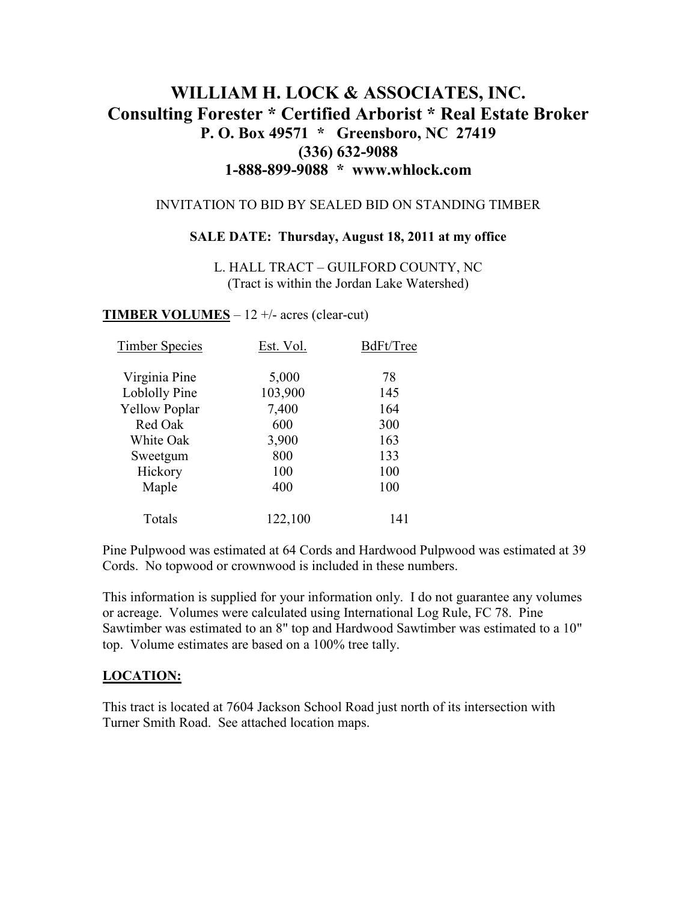# WILLIAM H. LOCK & ASSOCIATES, INC.

## Consulting Forester * Certified Arborist * Real Estate Broker

### P. O. Box 49571 * Greensboro, NC 27419

### (336) 632-9088

### 1-888-899-9088 * www.whlock.com

INVITATION TO BID BY SEALED BID ON STANDING TIMBER

**SALE DATE: Thursday, August 18, 2011 at my office**

L. HALL TRACT – GUILFORD COUNTY, NC
(Tract is within the Jordan Lake Watershed)

**TIMBER VOLUMES** – 12 +/- acres (clear-cut)

| Timber Species | Est. Vol. | BdFt/Tree |
|---|---|---|
| Virginia Pine | 5,000 | 78 |
| Loblolly Pine | 103,900 | 145 |
| Yellow Poplar | 7,400 | 164 |
| Red Oak | 600 | 300 |
| White Oak | 3,900 | 163 |
| Sweetgum | 800 | 133 |
| Hickory | 100 | 100 |
| Maple | 400 | 100 |
| Totals | 122,100 | 141 |

Pine Pulpwood was estimated at 64 Cords and Hardwood Pulpwood was estimated at 39 Cords. No topwood or crownwood is included in these numbers.

This information is supplied for your information only. I do not guarantee any volumes or acreage. Volumes were calculated using International Log Rule, FC 78. Pine Sawtimber was estimated to an 8" top and Hardwood Sawtimber was estimated to a 10" top. Volume estimates are based on a 100% tree tally.

**LOCATION:**

This tract is located at 7604 Jackson School Road just north of its intersection with Turner Smith Road. See attached location maps.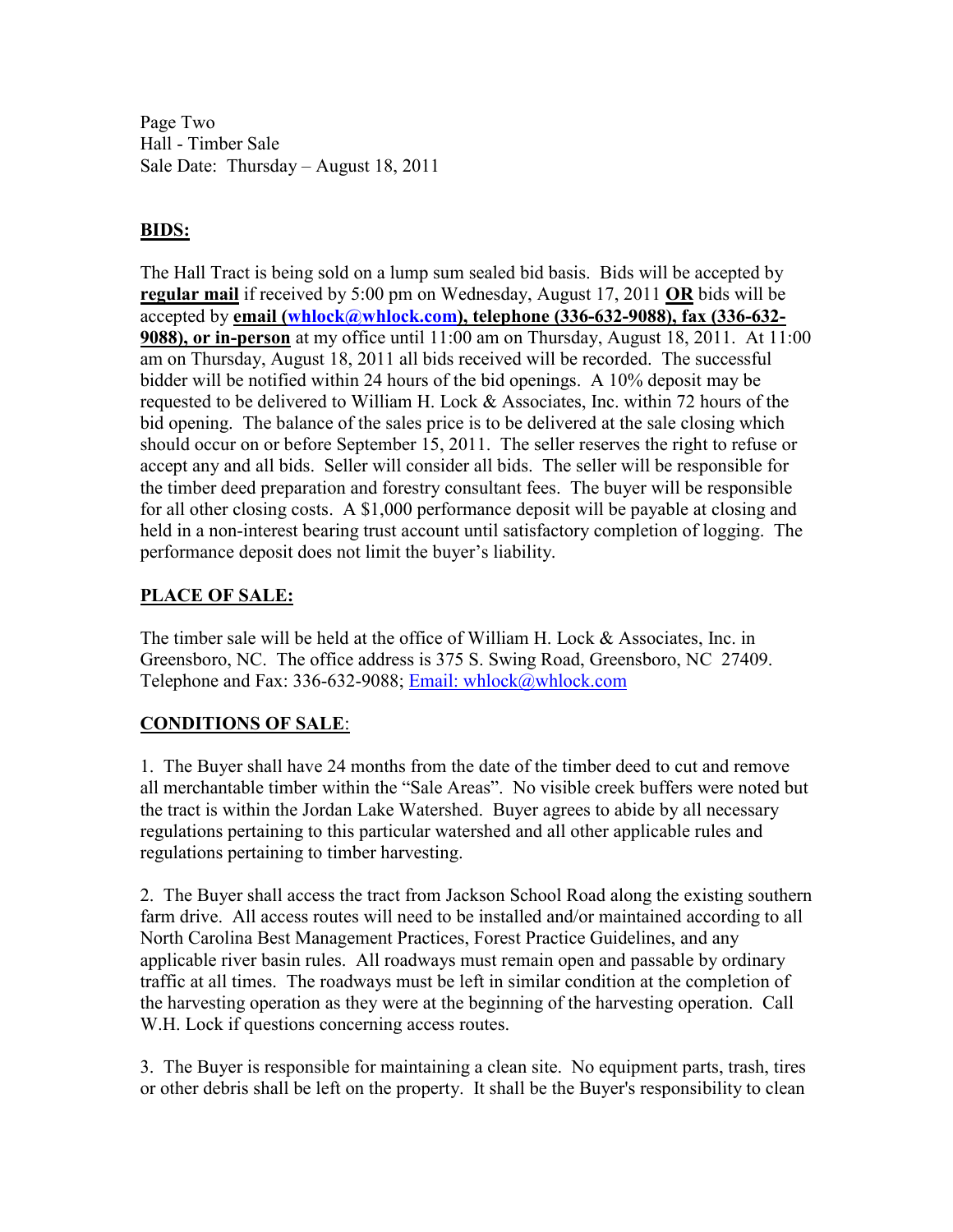Page Two
Hall - Timber Sale
Sale Date: Thursday – August 18, 2011

## BIDS:

The Hall Tract is being sold on a lump sum sealed bid basis. Bids will be accepted by **regular mail** if received by 5:00 pm on Wednesday, August 17, 2011 **OR** bids will be accepted by **email (whlock@whlock.com), telephone (336-632-9088), fax (336-632-9088), or in-person** at my office until 11:00 am on Thursday, August 18, 2011. At 11:00 am on Thursday, August 18, 2011 all bids received will be recorded. The successful bidder will be notified within 24 hours of the bid openings. A 10% deposit may be requested to be delivered to William H. Lock & Associates, Inc. within 72 hours of the bid opening. The balance of the sales price is to be delivered at the sale closing which should occur on or before September 15, 2011. The seller reserves the right to refuse or accept any and all bids. Seller will consider all bids. The seller will be responsible for the timber deed preparation and forestry consultant fees. The buyer will be responsible for all other closing costs. A $1,000 performance deposit will be payable at closing and held in a non-interest bearing trust account until satisfactory completion of logging. The performance deposit does not limit the buyer's liability.

## PLACE OF SALE:

The timber sale will be held at the office of William H. Lock & Associates, Inc. in Greensboro, NC. The office address is 375 S. Swing Road, Greensboro, NC 27409. Telephone and Fax: 336-632-9088; Email: whlock@whlock.com

## CONDITIONS OF SALE:

1. The Buyer shall have 24 months from the date of the timber deed to cut and remove all merchantable timber within the "Sale Areas". No visible creek buffers were noted but the tract is within the Jordan Lake Watershed. Buyer agrees to abide by all necessary regulations pertaining to this particular watershed and all other applicable rules and regulations pertaining to timber harvesting.

2. The Buyer shall access the tract from Jackson School Road along the existing southern farm drive. All access routes will need to be installed and/or maintained according to all North Carolina Best Management Practices, Forest Practice Guidelines, and any applicable river basin rules. All roadways must remain open and passable by ordinary traffic at all times. The roadways must be left in similar condition at the completion of the harvesting operation as they were at the beginning of the harvesting operation. Call W.H. Lock if questions concerning access routes.

3. The Buyer is responsible for maintaining a clean site. No equipment parts, trash, tires or other debris shall be left on the property. It shall be the Buyer's responsibility to clean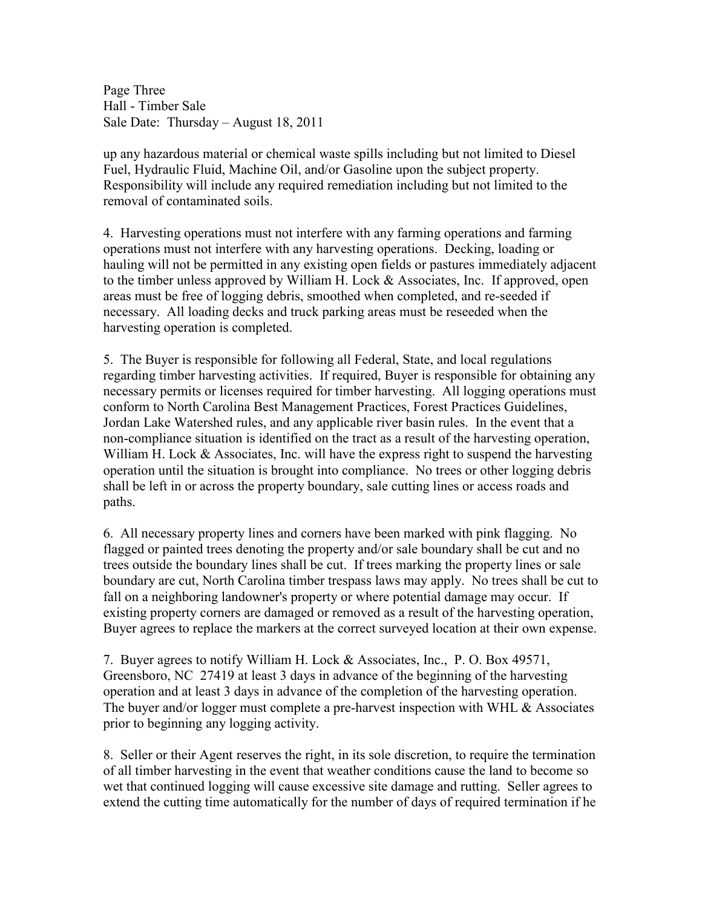up any hazardous material or chemical waste spills including but not limited to Diesel Fuel, Hydraulic Fluid, Machine Oil, and/or Gasoline upon the subject property. Responsibility will include any required remediation including but not limited to the removal of contaminated soils.

4. Harvesting operations must not interfere with any farming operations and farming operations must not interfere with any harvesting operations. Decking, loading or hauling will not be permitted in any existing open fields or pastures immediately adjacent to the timber unless approved by William H. Lock & Associates, Inc. If approved, open areas must be free of logging debris, smoothed when completed, and re-seeded if necessary. All loading decks and truck parking areas must be reseeded when the harvesting operation is completed.

5. The Buyer is responsible for following all Federal, State, and local regulations regarding timber harvesting activities. If required, Buyer is responsible for obtaining any necessary permits or licenses required for timber harvesting. All logging operations must conform to North Carolina Best Management Practices, Forest Practices Guidelines, Jordan Lake Watershed rules, and any applicable river basin rules. In the event that a non-compliance situation is identified on the tract as a result of the harvesting operation, William H. Lock & Associates, Inc. will have the express right to suspend the harvesting operation until the situation is brought into compliance. No trees or other logging debris shall be left in or across the property boundary, sale cutting lines or access roads and paths.

6. All necessary property lines and corners have been marked with pink flagging. No flagged or painted trees denoting the property and/or sale boundary shall be cut and no trees outside the boundary lines shall be cut. If trees marking the property lines or sale boundary are cut, North Carolina timber trespass laws may apply. No trees shall be cut to fall on a neighboring landowner's property or where potential damage may occur. If existing property corners are damaged or removed as a result of the harvesting operation, Buyer agrees to replace the markers at the correct surveyed location at their own expense.

7. Buyer agrees to notify William H. Lock & Associates, Inc., P. O. Box 49571, Greensboro, NC 27419 at least 3 days in advance of the beginning of the harvesting operation and at least 3 days in advance of the completion of the harvesting operation. The buyer and/or logger must complete a pre-harvest inspection with WHL & Associates prior to beginning any logging activity.

8. Seller or their Agent reserves the right, in its sole discretion, to require the termination of all timber harvesting in the event that weather conditions cause the land to become so wet that continued logging will cause excessive site damage and rutting. Seller agrees to extend the cutting time automatically for the number of days of required termination if he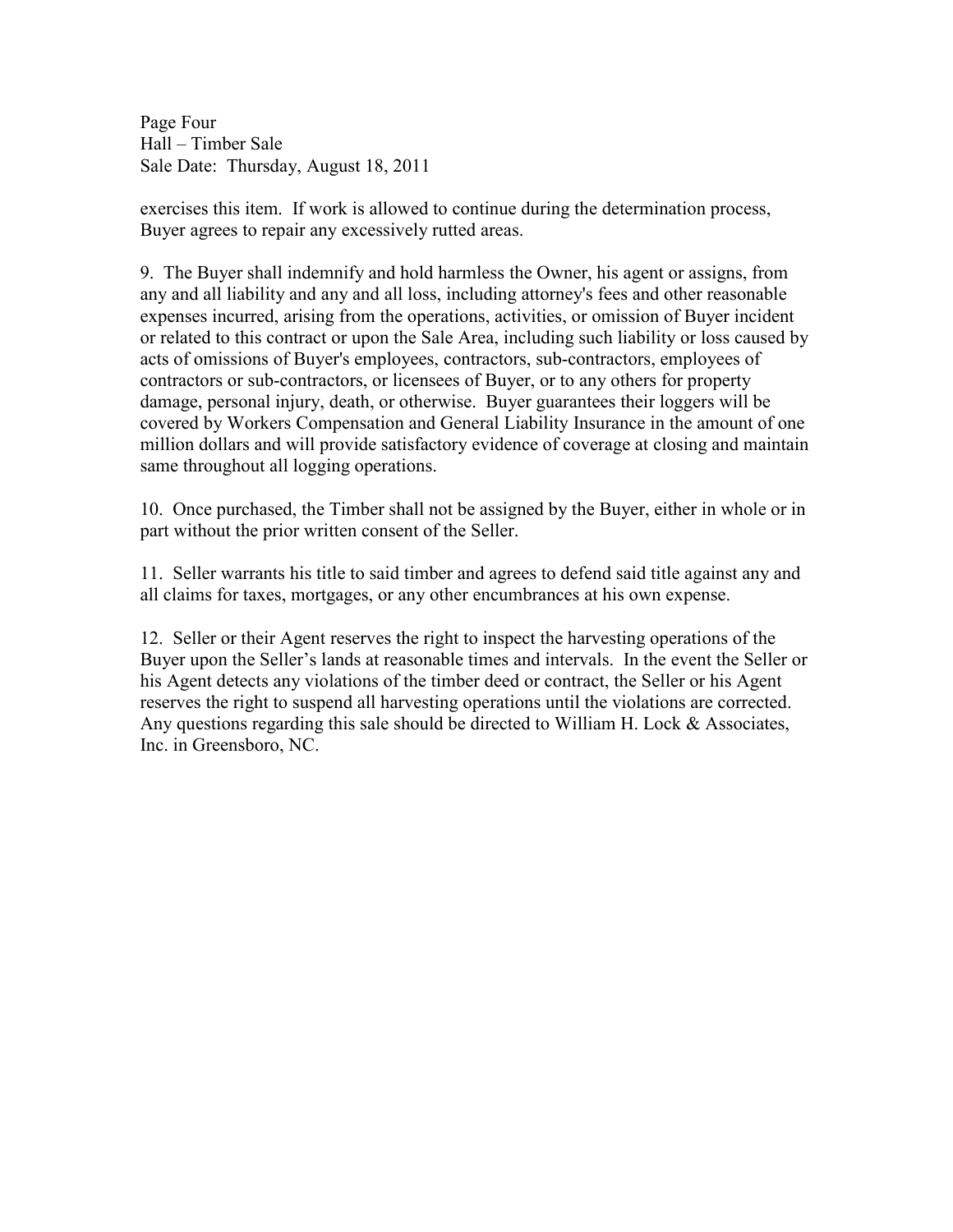exercises this item. If work is allowed to continue during the determination process, Buyer agrees to repair any excessively rutted areas.

9. The Buyer shall indemnify and hold harmless the Owner, his agent or assigns, from any and all liability and any and all loss, including attorney's fees and other reasonable expenses incurred, arising from the operations, activities, or omission of Buyer incident or related to this contract or upon the Sale Area, including such liability or loss caused by acts of omissions of Buyer's employees, contractors, sub-contractors, employees of contractors or sub-contractors, or licensees of Buyer, or to any others for property damage, personal injury, death, or otherwise. Buyer guarantees their loggers will be covered by Workers Compensation and General Liability Insurance in the amount of one million dollars and will provide satisfactory evidence of coverage at closing and maintain same throughout all logging operations.

10. Once purchased, the Timber shall not be assigned by the Buyer, either in whole or in part without the prior written consent of the Seller.

11. Seller warrants his title to said timber and agrees to defend said title against any and all claims for taxes, mortgages, or any other encumbrances at his own expense.

12. Seller or their Agent reserves the right to inspect the harvesting operations of the Buyer upon the Seller's lands at reasonable times and intervals. In the event the Seller or his Agent detects any violations of the timber deed or contract, the Seller or his Agent reserves the right to suspend all harvesting operations until the violations are corrected. Any questions regarding this sale should be directed to William H. Lock & Associates, Inc. in Greensboro, NC.